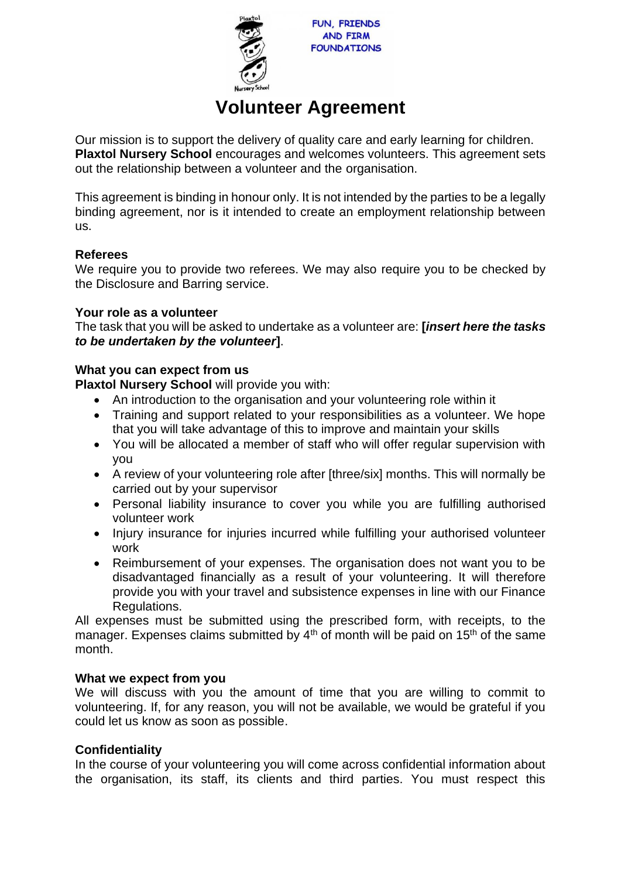FUN, FRIENDS AND FIRM FOUNDATIONS

# Volunteer Agreement

Our mission is to support the delivery of quality care and early learning for children. **Plaxtol Nursery School** encourages and welcomes volunteers. This agreement sets out the relationship between a volunteer and the organisation.

This agreement is binding in honour only. It is not intended by the parties to be a legally binding agreement, nor is it intended to create an employment relationship between us.

**Referees**

We require you to provide two referees. We may also require you to be checked by the Disclosure and Barring service.

**Your role as a volunteer**

The task that you will be asked to undertake as a volunteer are: **[*insert here the tasks to be undertaken by the volunteer*]**.

**What you can expect from us**

**Plaxtol Nursery School** will provide you with:

- An introduction to the organisation and your volunteering role within it
- Training and support related to your responsibilities as a volunteer. We hope that you will take advantage of this to improve and maintain your skills
- You will be allocated a member of staff who will offer regular supervision with you
- A review of your volunteering role after [three/six] months. This will normally be carried out by your supervisor
- Personal liability insurance to cover you while you are fulfilling authorised volunteer work
- Injury insurance for injuries incurred while fulfilling your authorised volunteer work
- Reimbursement of your expenses. The organisation does not want you to be disadvantaged financially as a result of your volunteering. It will therefore provide you with your travel and subsistence expenses in line with our Finance Regulations.

All expenses must be submitted using the prescribed form, with receipts, to the manager. Expenses claims submitted by 4th of month will be paid on 15th of the same month.

**What we expect from you**

We will discuss with you the amount of time that you are willing to commit to volunteering. If, for any reason, you will not be available, we would be grateful if you could let us know as soon as possible.

**Confidentiality**

In the course of your volunteering you will come across confidential information about the organisation, its staff, its clients and third parties. You must respect this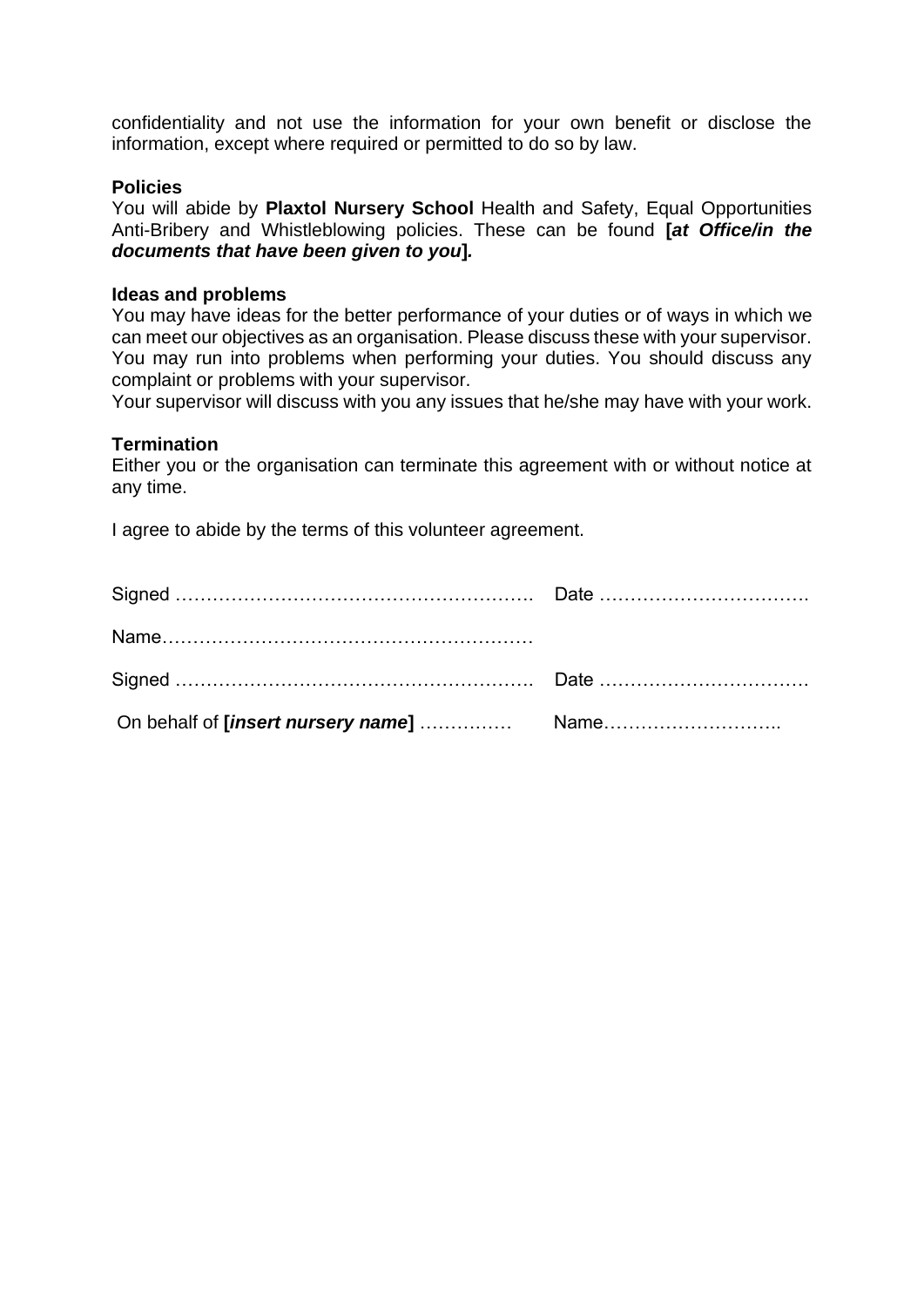confidentiality and not use the information for your own benefit or disclose the information, except where required or permitted to do so by law.

**Policies**

You will abide by **Plaxtol Nursery School** Health and Safety, Equal Opportunities Anti-Bribery and Whistleblowing policies. These can be found **[*at Office/in the documents that have been given to you*]*.***

**Ideas and problems**

You may have ideas for the better performance of your duties or of ways in which we can meet our objectives as an organisation. Please discuss these with your supervisor. You may run into problems when performing your duties. You should discuss any complaint or problems with your supervisor.

Your supervisor will discuss with you any issues that he/she may have with your work.

**Termination**

Either you or the organisation can terminate this agreement with or without notice at any time.

I agree to abide by the terms of this volunteer agreement.

Signed …………………………………………………. Date …………………………….

Name……………………………………………….……

Signed …………………………………………………. Date ……………………………

On behalf of **[*insert nursery name*]** …………… Name………………………..